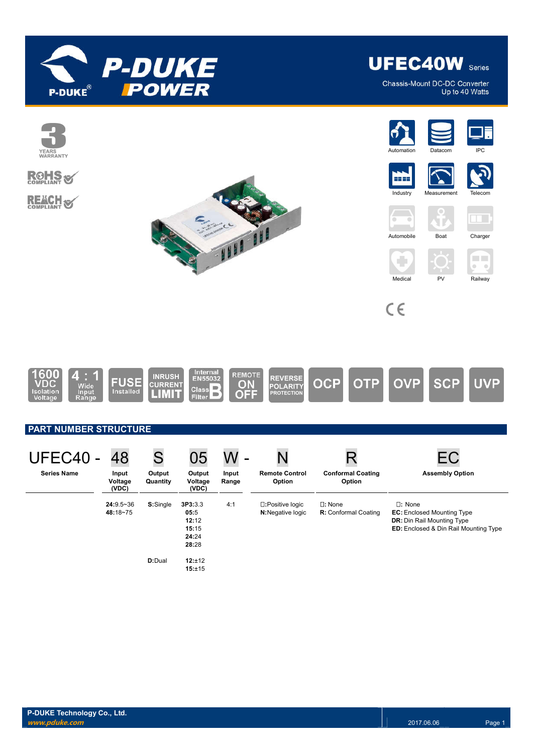# UFEC40W Series

Chassis-Mount DC-DC Converter
Up to 40 Watts

3 YEARS WARRANTY

RoHS COMPLIANT

REACH COMPLIANT

Automation | Datacom | IPC | Industry | Measurement | Telecom | Automobile | Boat | Charger | Medical | PV | Railway

CE

1600 VDC Isolation Voltage | 4 : 1 Wide Input Range | FUSE Installed | INRUSH CURRENT LIMIT | Internal EN55032 Class B Filter | REMOTE ON OFF | REVERSE POLARITY PROTECTION | OCP | OTP | OVP | SCP | UVP

## PART NUMBER STRUCTURE

| UFEC40 - | 48 | S | 05 | W - | N | R | EC |
|---|---|---|---|---|---|---|---|
| **Series Name** | **Input Voltage (VDC)** | **Output Quantity** | **Output Voltage (VDC)** | **Input Range** | **Remote Control Option** | **Conformal Coating Option** | **Assembly Option** |
| | **24:**9.5~36<br>**48:**18~75 | **S:**Single | **3P3:**3.3<br>**05:**5<br>**12:**12<br>**15:**15<br>**24:**24<br>**28:**28 | 4:1 | □:Positive logic<br>**N:**Negative logic | □: None<br>**R:** Conformal Coating | □: None<br>**EC:** Enclosed Mounting Type<br>**DR:** Din Rail Mounting Type<br>**ED:** Enclosed & Din Rail Mounting Type |
| | | **D:**Dual | **12:**±12<br>**15:**±15 | | | | |

P-DUKE Technology Co., Ltd.
*www.pduke.com*

2017.06.06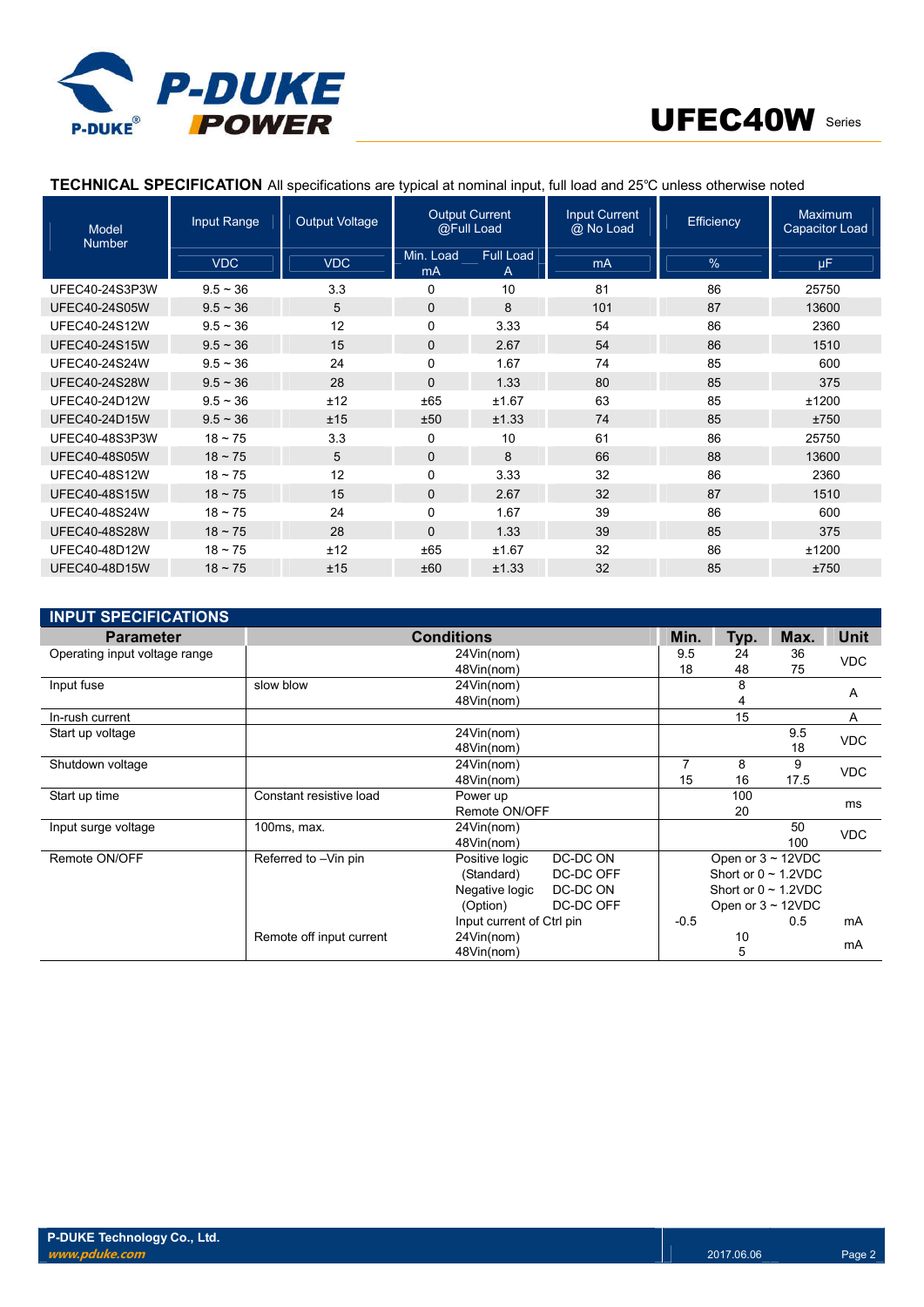## TECHNICAL SPECIFICATION

All specifications are typical at nominal input, full load and 25℃ unless otherwise noted

| Model Number | Input Range | Output Voltage | Output Current @Full Load | | Input Current @ No Load | Efficiency | Maximum Capacitor Load |
|---|---|---|---|---|---|---|---|
| | VDC | VDC | Min. Load mA | Full Load A | mA | % | μF |
| UFEC40-24S3P3W | 9.5 ~ 36 | 3.3 | 0 | 10 | 81 | 86 | 25750 |
| UFEC40-24S05W | 9.5 ~ 36 | 5 | 0 | 8 | 101 | 87 | 13600 |
| UFEC40-24S12W | 9.5 ~ 36 | 12 | 0 | 3.33 | 54 | 86 | 2360 |
| UFEC40-24S15W | 9.5 ~ 36 | 15 | 0 | 2.67 | 54 | 86 | 1510 |
| UFEC40-24S24W | 9.5 ~ 36 | 24 | 0 | 1.67 | 74 | 85 | 600 |
| UFEC40-24S28W | 9.5 ~ 36 | 28 | 0 | 1.33 | 80 | 85 | 375 |
| UFEC40-24D12W | 9.5 ~ 36 | ±12 | ±65 | ±1.67 | 63 | 85 | ±1200 |
| UFEC40-24D15W | 9.5 ~ 36 | ±15 | ±50 | ±1.33 | 74 | 85 | ±750 |
| UFEC40-48S3P3W | 18 ~ 75 | 3.3 | 0 | 10 | 61 | 86 | 25750 |
| UFEC40-48S05W | 18 ~ 75 | 5 | 0 | 8 | 66 | 88 | 13600 |
| UFEC40-48S12W | 18 ~ 75 | 12 | 0 | 3.33 | 32 | 86 | 2360 |
| UFEC40-48S15W | 18 ~ 75 | 15 | 0 | 2.67 | 32 | 87 | 1510 |
| UFEC40-48S24W | 18 ~ 75 | 24 | 0 | 1.67 | 39 | 86 | 600 |
| UFEC40-48S28W | 18 ~ 75 | 28 | 0 | 1.33 | 39 | 85 | 375 |
| UFEC40-48D12W | 18 ~ 75 | ±12 | ±65 | ±1.67 | 32 | 86 | ±1200 |
| UFEC40-48D15W | 18 ~ 75 | ±15 | ±60 | ±1.33 | 32 | 85 | ±750 |

## INPUT SPECIFICATIONS

| Parameter | Conditions | | | Min. | Typ. | Max. | Unit |
|---|---|---|---|---|---|---|---|
| Operating input voltage range | | 24Vin(nom) | | 9.5 | 24 | 36 | VDC |
| | | 48Vin(nom) | | 18 | 48 | 75 | |
| Input fuse | slow blow | 24Vin(nom) | | | 8 | | A |
| | | 48Vin(nom) | | | 4 | | |
| In-rush current | | | | | 15 | | A |
| Start up voltage | | 24Vin(nom) | | | | 9.5 | VDC |
| | | 48Vin(nom) | | | | 18 | |
| Shutdown voltage | | 24Vin(nom) | | 7 | 8 | 9 | VDC |
| | | 48Vin(nom) | | 15 | 16 | 17.5 | |
| Start up time | Constant resistive load | Power up | | | 100 | | ms |
| | | Remote ON/OFF | | | 20 | | |
| Input surge voltage | 100ms, max. | 24Vin(nom) | | | | 50 | VDC |
| | | 48Vin(nom) | | | | 100 | |
| Remote ON/OFF | Referred to –Vin pin | Positive logic | DC-DC ON | Open or 3 ~ 12VDC | | | |
| | | (Standard) | DC-DC OFF | Short or 0 ~ 1.2VDC | | | |
| | | Negative logic | DC-DC ON | Short or 0 ~ 1.2VDC | | | |
| | | (Option) | DC-DC OFF | Open or 3 ~ 12VDC | | | |
| | | Input current of Ctrl pin | | -0.5 | | 0.5 | mA |
| | Remote off input current | 24Vin(nom) | | | 10 | | mA |
| | | 48Vin(nom) | | | 5 | | |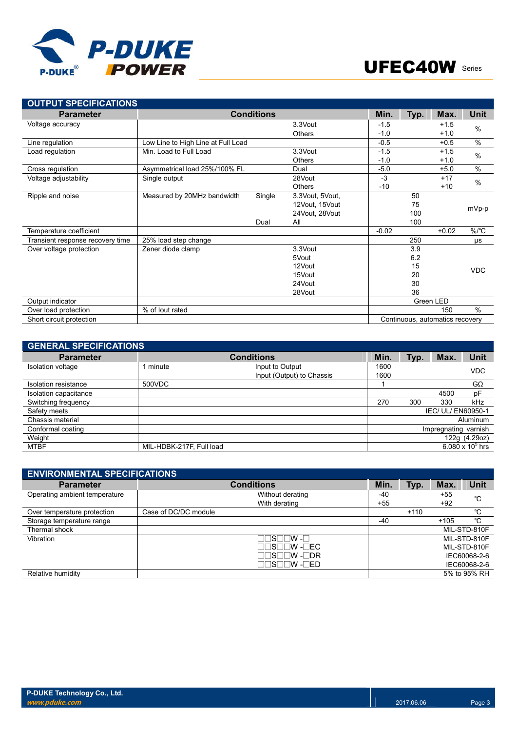## OUTPUT SPECIFICATIONS

| Parameter | Conditions | | | Min. | Typ. | Max. | Unit |
|---|---|---|---|---|---|---|---|
| Voltage accuracy | | | 3.3Vout | -1.5 | | +1.5 | % |
| | | | Others | -1.0 | | +1.0 | |
| Line regulation | Low Line to High Line at Full Load | | | -0.5 | | +0.5 | % |
| Load regulation | Min. Load to Full Load | | 3.3Vout | -1.5 | | +1.5 | % |
| | | | Others | -1.0 | | +1.0 | |
| Cross regulation | Asymmetrical load 25%/100% FL | | Dual | -5.0 | | +5.0 | % |
| Voltage adjustability | Single output | | 28Vout | -3 | | +17 | % |
| | | | Others | -10 | | +10 | |
| Ripple and noise | Measured by 20MHz bandwidth | Single | 3.3Vout, 5Vout, | | 50 | | mVp-p |
| | | | 12Vout, 15Vout | | 75 | | |
| | | | 24Vout, 28Vout | | 100 | | |
| | | Dual | All | | 100 | | |
| Temperature coefficient | | | | -0.02 | | +0.02 | %/℃ |
| Transient response recovery time | 25% load step change | | | | 250 | | μs |
| Over voltage protection | Zener diode clamp | | 3.3Vout | | 3.9 | | VDC |
| | | | 5Vout | | 6.2 | | |
| | | | 12Vout | | 15 | | |
| | | | 15Vout | | 20 | | |
| | | | 24Vout | | 30 | | |
| | | | 28Vout | | 36 | | |
| Output indicator | | | | Green LED | | | |
| Over load protection | % of Iout rated | | | | | 150 | % |
| Short circuit protection | | | | Continuous, automatics recovery | | | |

## GENERAL SPECIFICATIONS

| Parameter | Conditions | | Min. | Typ. | Max. | Unit |
|---|---|---|---|---|---|---|
| Isolation voltage | 1 minute | Input to Output | 1600 | | | VDC |
| | | Input (Output) to Chassis | 1600 | | | |
| Isolation resistance | 500VDC | | 1 | | | GΩ |
| Isolation capacitance | | | | | 4500 | pF |
| Switching frequency | | | 270 | 300 | 330 | kHz |
| Safety meets | | | IEC/ UL/ EN60950-1 | | | |
| Chassis material | | | Aluminum | | | |
| Conformal coating | | | Impregnating varnish | | | |
| Weight | | | 122g (4.29oz) | | | |
| MTBF | MIL-HDBK-217F, Full load | | $6.080 \times 10^5$ hrs | | | |

## ENVIRONMENTAL SPECIFICATIONS

| Parameter | Conditions | Min. | Typ. | Max. | Unit |
|---|---|---|---|---|---|
| Operating ambient temperature | Without derating | -40 | | +55 | ℃ |
| | With derating | +55 | | +92 | |
| Over temperature protection | Case of DC/DC module | | +110 | | ℃ |
| Storage temperature range | | -40 | | +105 | ℃ |
| Thermal shock | | MIL-STD-810F | | | |
| Vibration | □□S□□W -□ | MIL-STD-810F | | | |
| | □□S□□W -□EC | MIL-STD-810F | | | |
| | □□S□□W -□DR | IEC60068-2-6 | | | |
| | □□S□□W -□ED | IEC60068-2-6 | | | |
| Relative humidity | | 5% to 95% RH | | | |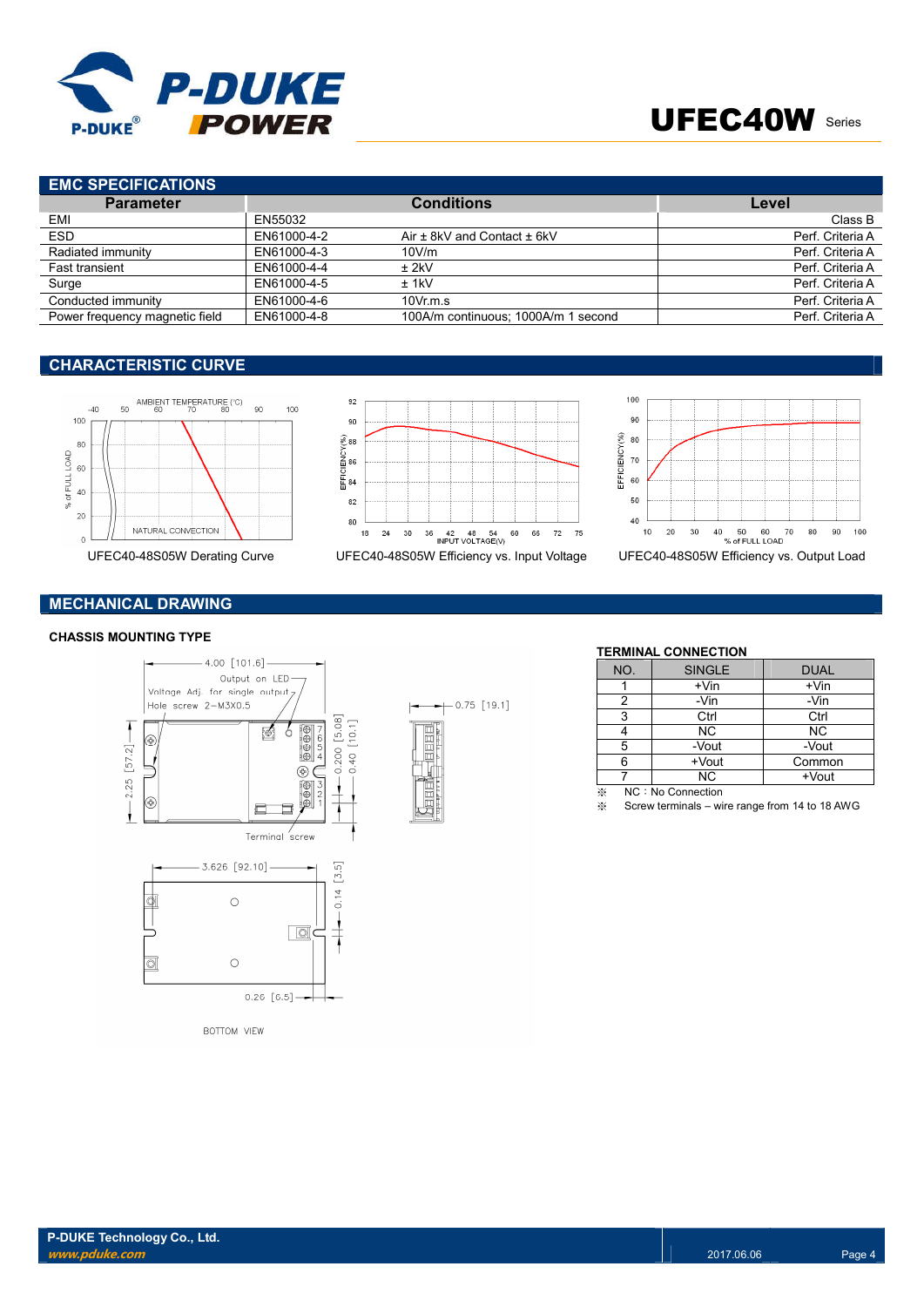## EMC SPECIFICATIONS

| Parameter | Conditions | | Level |
|---|---|---|---|
| EMI | EN55032 | | Class B |
| ESD | EN61000-4-2 | Air ± 8kV and Contact ± 6kV | Perf. Criteria A |
| Radiated immunity | EN61000-4-3 | 10V/m | Perf. Criteria A |
| Fast transient | EN61000-4-4 | ± 2kV | Perf. Criteria A |
| Surge | EN61000-4-5 | ± 1kV | Perf. Criteria A |
| Conducted immunity | EN61000-4-6 | 10Vr.m.s | Perf. Criteria A |
| Power frequency magnetic field | EN61000-4-8 | 100A/m continuous; 1000A/m 1 second | Perf. Criteria A |

## CHARACTERISTIC CURVE

UFEC40-48S05W Derating Curve

UFEC40-48S05W Efficiency vs. Input Voltage

UFEC40-48S05W Efficiency vs. Output Load

## MECHANICAL DRAWING

### CHASSIS MOUNTING TYPE

BOTTOM VIEW

### TERMINAL CONNECTION

| NO. | SINGLE | DUAL |
|---|---|---|
| 1 | +Vin | +Vin |
| 2 | -Vin | -Vin |
| 3 | Ctrl | Ctrl |
| 4 | NC | NC |
| 5 | -Vout | -Vout |
| 6 | +Vout | Common |
| 7 | NC | +Vout |

※ NC : No Connection

※ Screw terminals – wire range from 14 to 18 AWG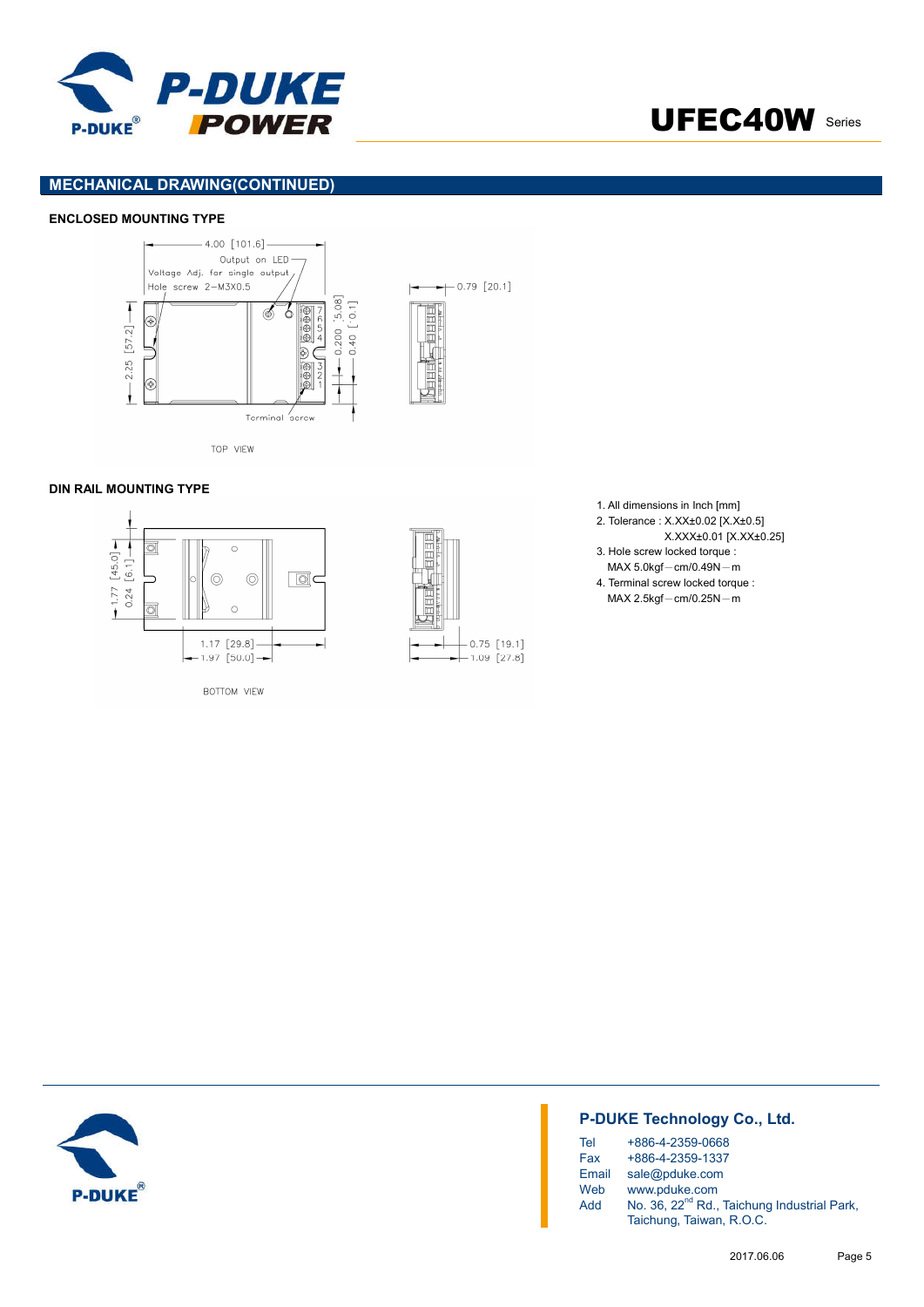## MECHANICAL DRAWING(CONTINUED)

### ENCLOSED MOUNTING TYPE

4.00 [101.6]
Output on LED
Voltage Adj. for single output
Hole screw 2—M3X0.5
0.79 [20.1]
2.25 [57.2]
0.200 [5.08]
0.40 [10.1]
7
6
5
4
3
2
1
Terminal screw

TOP VIEW

### DIN RAIL MOUNTING TYPE

1.77 [45.0]
0.24 [6.1]
1.17 [29.8]
1.97 [50.0]
0.75 [19.1]
1.09 [27.8]

BOTTOM VIEW

1. All dimensions in Inch [mm]
2. Tolerance : X.XX±0.02 [X.X±0.5]
   X.XXX±0.01 [X.XX±0.25]
3. Hole screw locked torque :
   MAX 5.0kgf—cm/0.49N—m
4. Terminal screw locked torque :
   MAX 2.5kgf—cm/0.25N—m

**P-DUKE Technology Co., Ltd.**

Tel +886-4-2359-0668
Fax +886-4-2359-1337
Email sale@pduke.com
Web www.pduke.com
Add No. 36, 22nd Rd., Taichung Industrial Park, Taichung, Taiwan, R.O.C.

2017.06.06